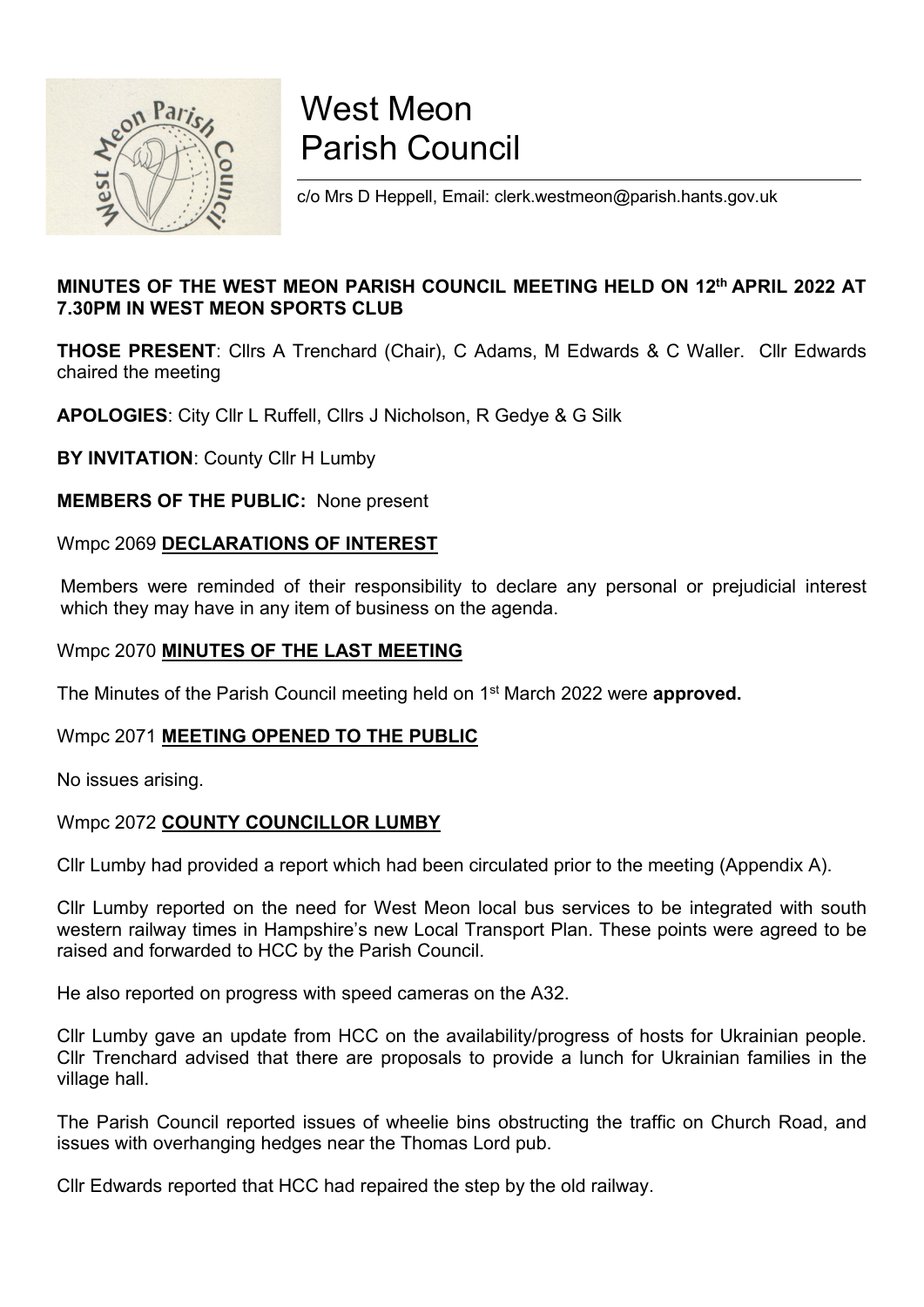# West Meon Parish Council

c/o Mrs D Heppell, Email: clerk.westmeon@parish.hants.gov.uk

**MINUTES OF THE WEST MEON PARISH COUNCIL MEETING HELD ON 12th APRIL 2022 AT 7.30PM IN WEST MEON SPORTS CLUB**

**THOSE PRESENT**: Cllrs A Trenchard (Chair), C Adams, M Edwards & C Waller. Cllr Edwards chaired the meeting

**APOLOGIES**: City Cllr L Ruffell, Cllrs J Nicholson, R Gedye & G Silk

**BY INVITATION**: County Cllr H Lumby

**MEMBERS OF THE PUBLIC:** None present

## Wmpc 2069 DECLARATIONS OF INTEREST

Members were reminded of their responsibility to declare any personal or prejudicial interest which they may have in any item of business on the agenda.

## Wmpc 2070 MINUTES OF THE LAST MEETING

The Minutes of the Parish Council meeting held on 1st March 2022 were **approved.**

## Wmpc 2071 MEETING OPENED TO THE PUBLIC

No issues arising.

## Wmpc 2072 COUNTY COUNCILLOR LUMBY

Cllr Lumby had provided a report which had been circulated prior to the meeting (Appendix A).

Cllr Lumby reported on the need for West Meon local bus services to be integrated with south western railway times in Hampshire's new Local Transport Plan. These points were agreed to be raised and forwarded to HCC by the Parish Council.

He also reported on progress with speed cameras on the A32.

Cllr Lumby gave an update from HCC on the availability/progress of hosts for Ukrainian people. Cllr Trenchard advised that there are proposals to provide a lunch for Ukrainian families in the village hall.

The Parish Council reported issues of wheelie bins obstructing the traffic on Church Road, and issues with overhanging hedges near the Thomas Lord pub.

Cllr Edwards reported that HCC had repaired the step by the old railway.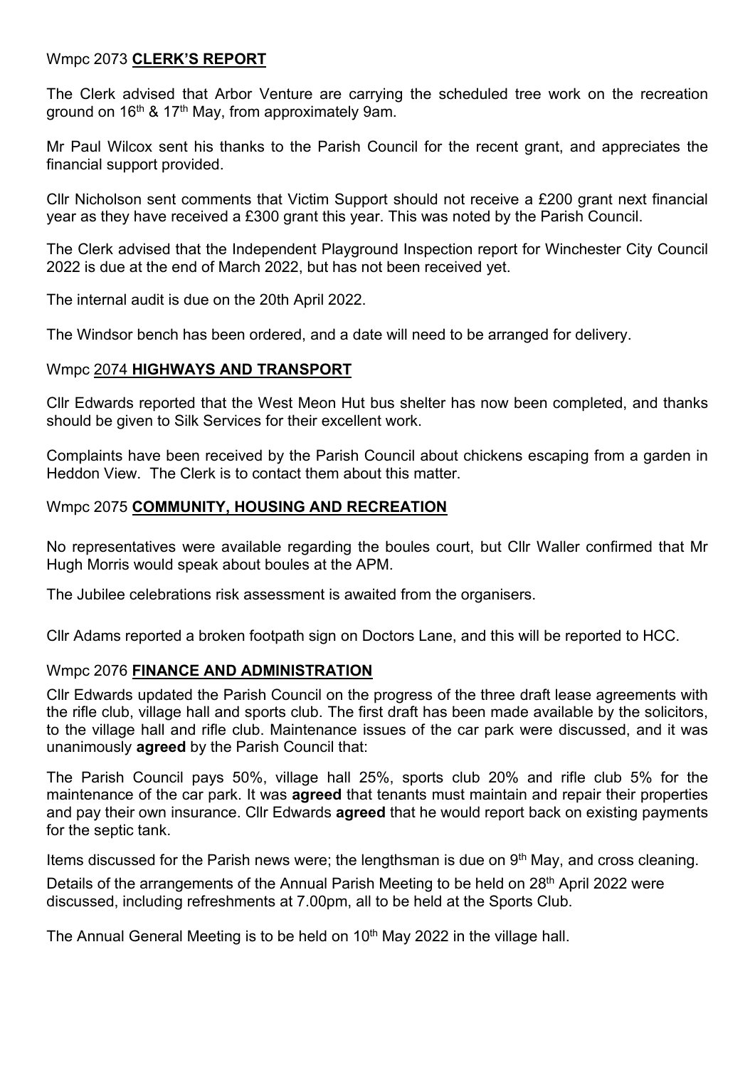## Wmpc 2073 **CLERK'S REPORT**

The Clerk advised that Arbor Venture are carrying the scheduled tree work on the recreation ground on 16th & 17th May, from approximately 9am.

Mr Paul Wilcox sent his thanks to the Parish Council for the recent grant, and appreciates the financial support provided.

Cllr Nicholson sent comments that Victim Support should not receive a £200 grant next financial year as they have received a £300 grant this year. This was noted by the Parish Council.

The Clerk advised that the Independent Playground Inspection report for Winchester City Council 2022 is due at the end of March 2022, but has not been received yet.

The internal audit is due on the 20th April 2022.

The Windsor bench has been ordered, and a date will need to be arranged for delivery.

## Wmpc 2074 **HIGHWAYS AND TRANSPORT**

Cllr Edwards reported that the West Meon Hut bus shelter has now been completed, and thanks should be given to Silk Services for their excellent work.

Complaints have been received by the Parish Council about chickens escaping from a garden in Heddon View. The Clerk is to contact them about this matter.

## Wmpc 2075 **COMMUNITY, HOUSING AND RECREATION**

No representatives were available regarding the boules court, but Cllr Waller confirmed that Mr Hugh Morris would speak about boules at the APM.

The Jubilee celebrations risk assessment is awaited from the organisers.

Cllr Adams reported a broken footpath sign on Doctors Lane, and this will be reported to HCC.

## Wmpc 2076 **FINANCE AND ADMINISTRATION**

Cllr Edwards updated the Parish Council on the progress of the three draft lease agreements with the rifle club, village hall and sports club. The first draft has been made available by the solicitors, to the village hall and rifle club. Maintenance issues of the car park were discussed, and it was unanimously **agreed** by the Parish Council that:

The Parish Council pays 50%, village hall 25%, sports club 20% and rifle club 5% for the maintenance of the car park. It was **agreed** that tenants must maintain and repair their properties and pay their own insurance. Cllr Edwards **agreed** that he would report back on existing payments for the septic tank.

Items discussed for the Parish news were; the lengthsman is due on 9th May, and cross cleaning.

Details of the arrangements of the Annual Parish Meeting to be held on 28th April 2022 were discussed, including refreshments at 7.00pm, all to be held at the Sports Club.

The Annual General Meeting is to be held on 10th May 2022 in the village hall.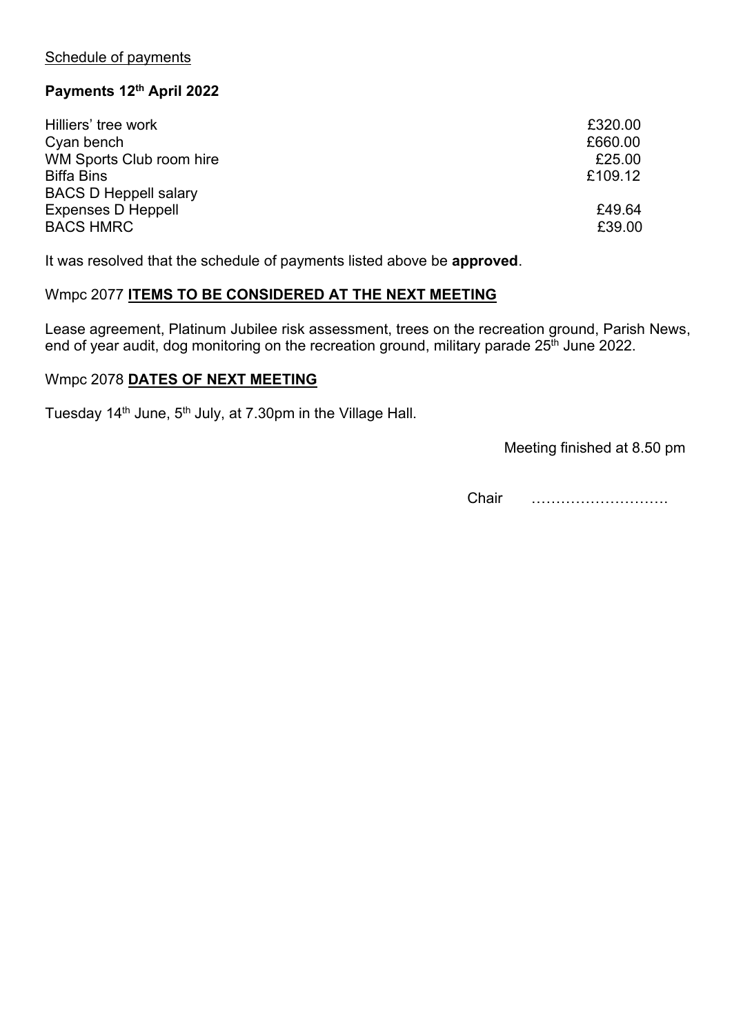Schedule of payments

**Payments 12th April 2022**

| | |
|---|---|
| Hilliers' tree work | £320.00 |
| Cyan bench | £660.00 |
| WM Sports Club room hire | £25.00 |
| Biffa Bins | £109.12 |
| BACS D Heppell salary | |
| Expenses D Heppell | £49.64 |
| BACS HMRC | £39.00 |

It was resolved that the schedule of payments listed above be **approved**.

## Wmpc 2077 **ITEMS TO BE CONSIDERED AT THE NEXT MEETING**

Lease agreement, Platinum Jubilee risk assessment, trees on the recreation ground, Parish News, end of year audit, dog monitoring on the recreation ground, military parade 25th June 2022.

## Wmpc 2078 **DATES OF NEXT MEETING**

Tuesday 14th June, 5th July, at 7.30pm in the Village Hall.

Meeting finished at 8.50 pm

Chair ……………………….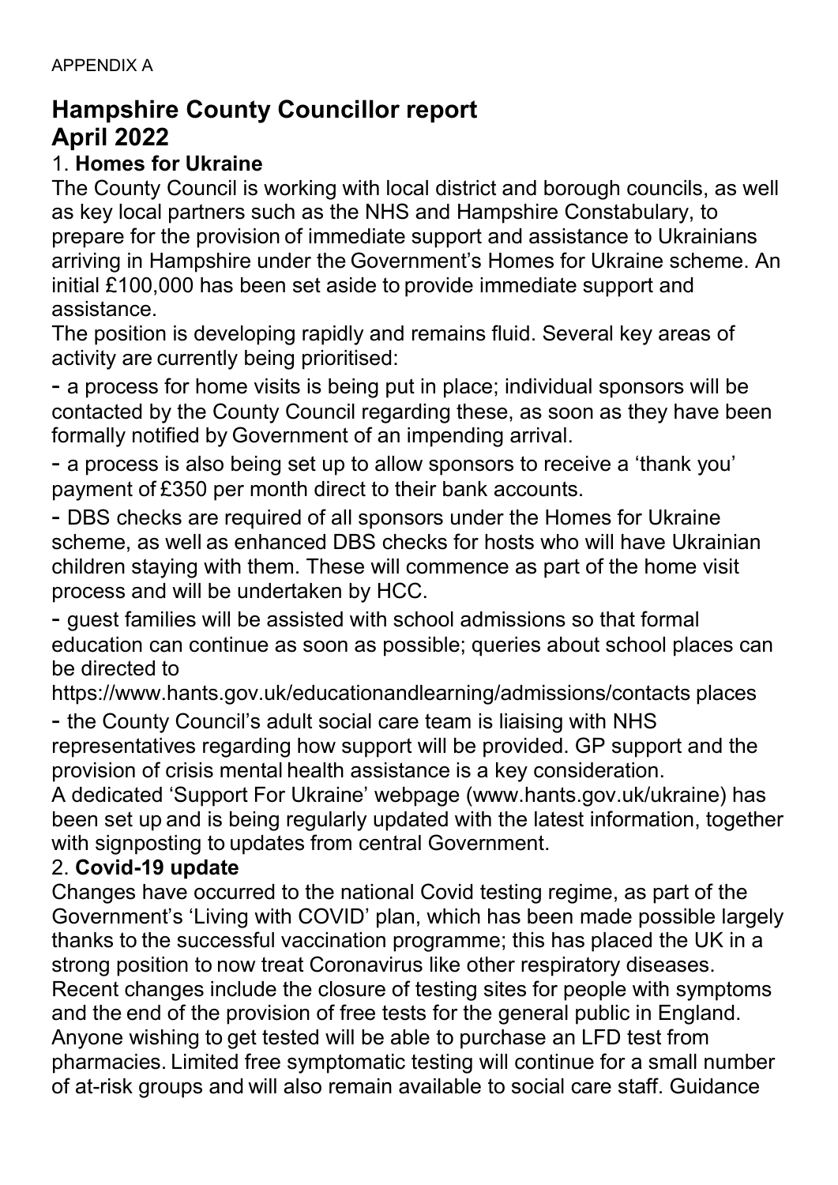APPENDIX A

# Hampshire County Councillor report April 2022

## 1. **Homes for Ukraine**

The County Council is working with local district and borough councils, as well as key local partners such as the NHS and Hampshire Constabulary, to prepare for the provision of immediate support and assistance to Ukrainians arriving in Hampshire under the Government's Homes for Ukraine scheme. An initial £100,000 has been set aside to provide immediate support and assistance.

The position is developing rapidly and remains fluid. Several key areas of activity are currently being prioritised:

- a process for home visits is being put in place; individual sponsors will be contacted by the County Council regarding these, as soon as they have been formally notified by Government of an impending arrival.
- a process is also being set up to allow sponsors to receive a 'thank you' payment of £350 per month direct to their bank accounts.
- DBS checks are required of all sponsors under the Homes for Ukraine scheme, as well as enhanced DBS checks for hosts who will have Ukrainian children staying with them. These will commence as part of the home visit process and will be undertaken by HCC.
- guest families will be assisted with school admissions so that formal education can continue as soon as possible; queries about school places can be directed to https://www.hants.gov.uk/educationandlearning/admissions/contacts places
- the County Council's adult social care team is liaising with NHS representatives regarding how support will be provided. GP support and the provision of crisis mental health assistance is a key consideration.

A dedicated 'Support For Ukraine' webpage (www.hants.gov.uk/ukraine) has been set up and is being regularly updated with the latest information, together with signposting to updates from central Government.

## 2. **Covid-19 update**

Changes have occurred to the national Covid testing regime, as part of the Government's 'Living with COVID' plan, which has been made possible largely thanks to the successful vaccination programme; this has placed the UK in a strong position to now treat Coronavirus like other respiratory diseases. Recent changes include the closure of testing sites for people with symptoms and the end of the provision of free tests for the general public in England. Anyone wishing to get tested will be able to purchase an LFD test from pharmacies. Limited free symptomatic testing will continue for a small number of at-risk groups and will also remain available to social care staff. Guidance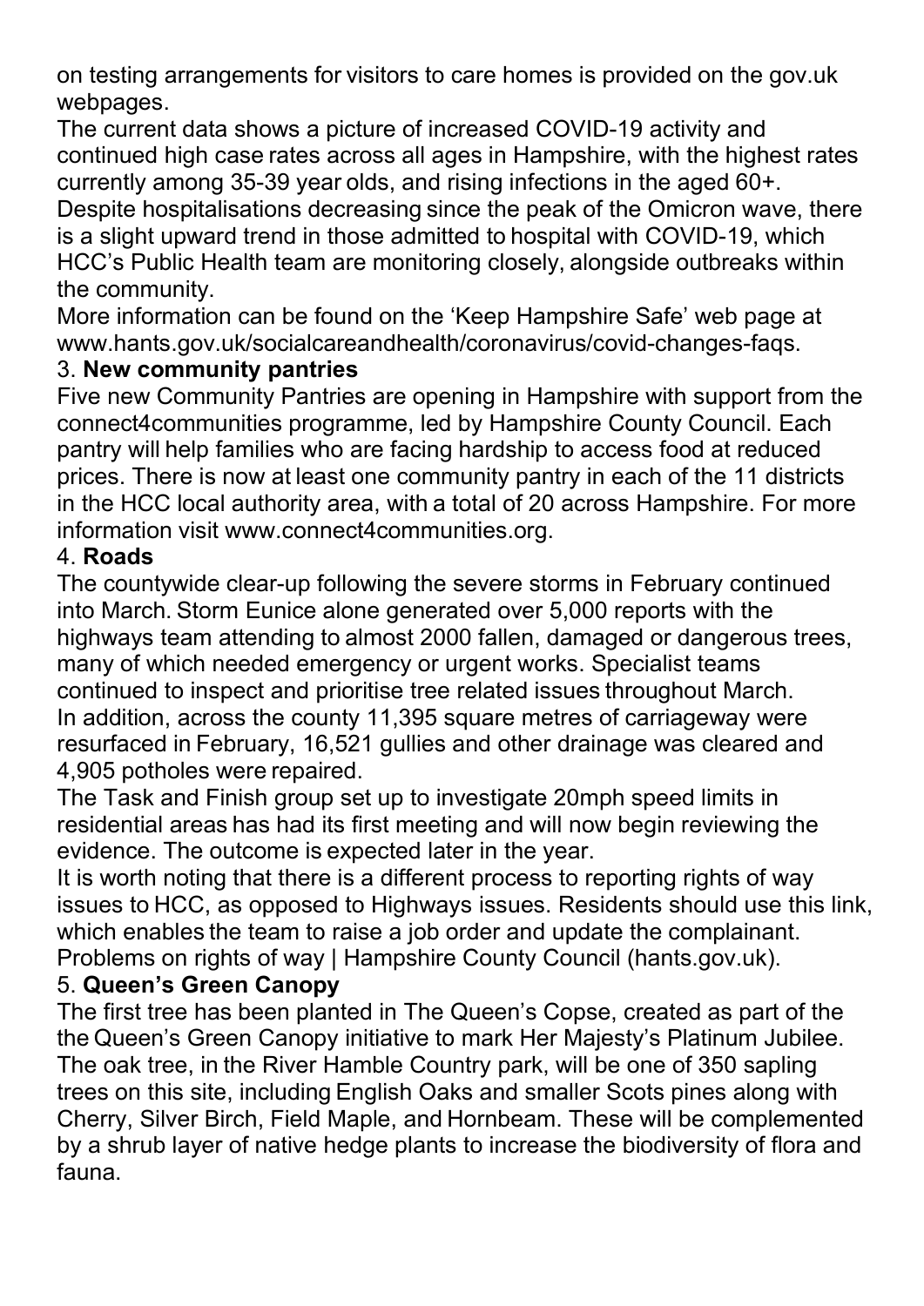on testing arrangements for visitors to care homes is provided on the gov.uk webpages.

The current data shows a picture of increased COVID-19 activity and continued high case rates across all ages in Hampshire, with the highest rates currently among 35-39 year olds, and rising infections in the aged 60+.

Despite hospitalisations decreasing since the peak of the Omicron wave, there is a slight upward trend in those admitted to hospital with COVID-19, which HCC's Public Health team are monitoring closely, alongside outbreaks within the community.

More information can be found on the 'Keep Hampshire Safe' web page at www.hants.gov.uk/socialcareandhealth/coronavirus/covid-changes-faqs.

3. **New community pantries**

Five new Community Pantries are opening in Hampshire with support from the connect4communities programme, led by Hampshire County Council. Each pantry will help families who are facing hardship to access food at reduced prices. There is now at least one community pantry in each of the 11 districts in the HCC local authority area, with a total of 20 across Hampshire. For more information visit www.connect4communities.org.

4. **Roads**

The countywide clear-up following the severe storms in February continued into March. Storm Eunice alone generated over 5,000 reports with the highways team attending to almost 2000 fallen, damaged or dangerous trees, many of which needed emergency or urgent works. Specialist teams continued to inspect and prioritise tree related issues throughout March.

In addition, across the county 11,395 square metres of carriageway were resurfaced in February, 16,521 gullies and other drainage was cleared and 4,905 potholes were repaired.

The Task and Finish group set up to investigate 20mph speed limits in residential areas has had its first meeting and will now begin reviewing the evidence. The outcome is expected later in the year.

It is worth noting that there is a different process to reporting rights of way issues to HCC, as opposed to Highways issues. Residents should use this link, which enables the team to raise a job order and update the complainant. Problems on rights of way | Hampshire County Council (hants.gov.uk).

5. **Queen's Green Canopy**

The first tree has been planted in The Queen's Copse, created as part of the the Queen's Green Canopy initiative to mark Her Majesty's Platinum Jubilee. The oak tree, in the River Hamble Country park, will be one of 350 sapling trees on this site, including English Oaks and smaller Scots pines along with Cherry, Silver Birch, Field Maple, and Hornbeam. These will be complemented by a shrub layer of native hedge plants to increase the biodiversity of flora and fauna.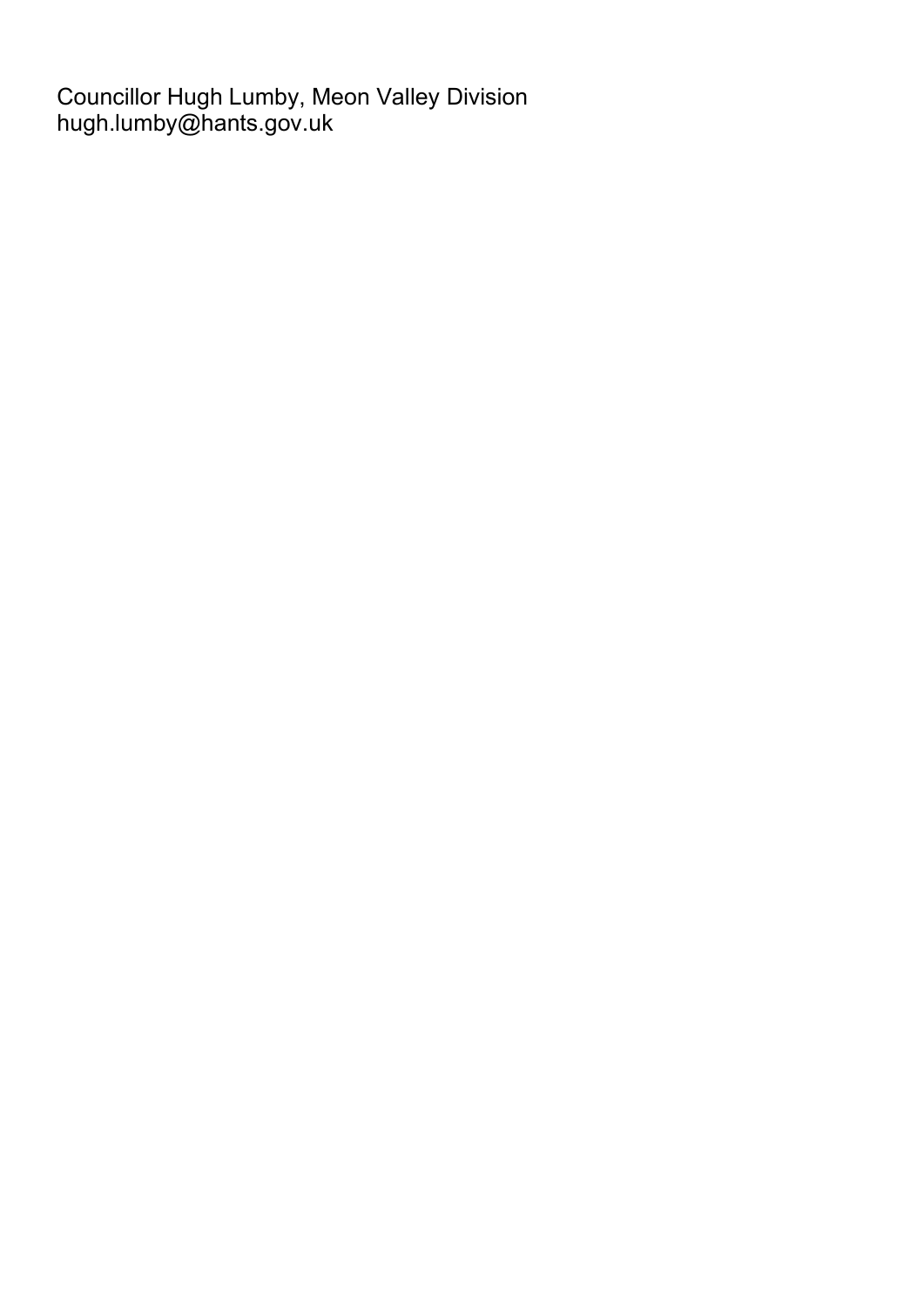Councillor Hugh Lumby, Meon Valley Division
hugh.lumby@hants.gov.uk